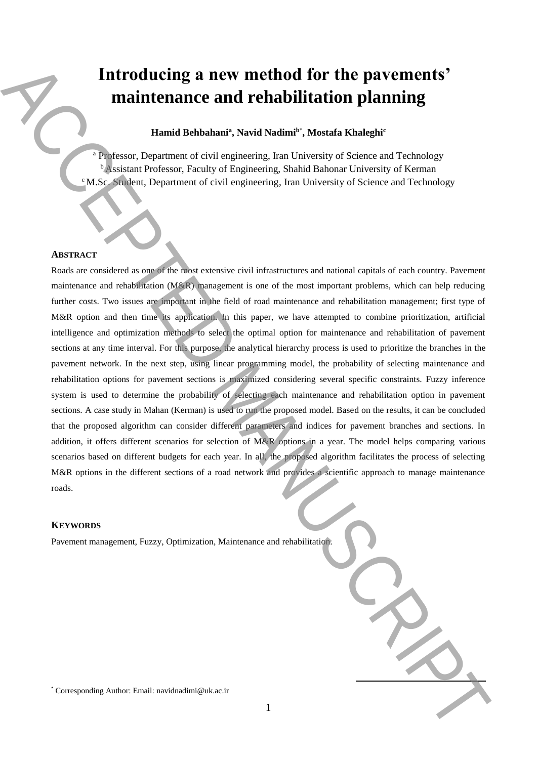# Introducing a new method for the pavements' maintenance and rehabilitation planning

**Hamid Behbahani[a], Navid Nadimi[b*], Mostafa Khaleghi[c]**

[a] Professor, Department of civil engineering, Iran University of Science and Technology
[b] Assistant Professor, Faculty of Engineering, Shahid Bahonar University of Kerman
[c] M.Sc. Student, Department of civil engineering, Iran University of Science and Technology

## ABSTRACT

Roads are considered as one of the most extensive civil infrastructures and national capitals of each country. Pavement maintenance and rehabilitation (M&R) management is one of the most important problems, which can help reducing further costs. Two issues are important in the field of road maintenance and rehabilitation management; first type of M&R option and then time its application. In this paper, we have attempted to combine prioritization, artificial intelligence and optimization methods to select the optimal option for maintenance and rehabilitation of pavement sections at any time interval. For this purpose, the analytical hierarchy process is used to prioritize the branches in the pavement network. In the next step, using linear programming model, the probability of selecting maintenance and rehabilitation options for pavement sections is maximized considering several specific constraints. Fuzzy inference system is used to determine the probability of selecting each maintenance and rehabilitation option in pavement sections. A case study in Mahan (Kerman) is used to run the proposed model. Based on the results, it can be concluded that the proposed algorithm can consider different parameters and indices for pavement branches and sections. In addition, it offers different scenarios for selection of M&R options in a year. The model helps comparing various scenarios based on different budgets for each year. In all, the proposed algorithm facilitates the process of selecting M&R options in the different sections of a road network and provides a scientific approach to manage maintenance roads.

## KEYWORDS

Pavement management, Fuzzy, Optimization, Maintenance and rehabilitation.

[*] Corresponding Author: Email: navidnadimi@uk.ac.ir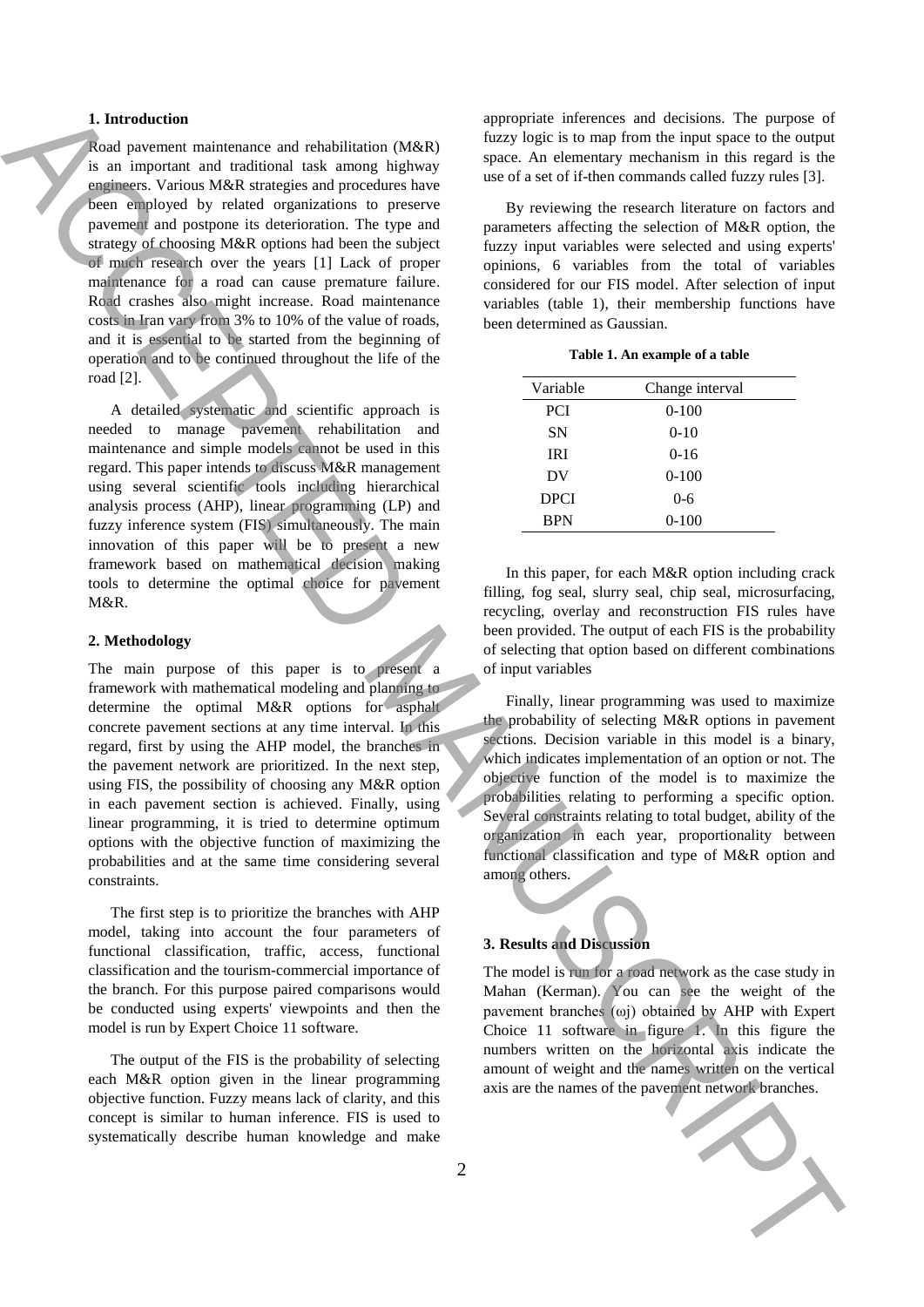## 1. Introduction

Road pavement maintenance and rehabilitation (M&R) is an important and traditional task among highway engineers. Various M&R strategies and procedures have been employed by related organizations to preserve pavement and postpone its deterioration. The type and strategy of choosing M&R options had been the subject of much research over the years [1] Lack of proper maintenance for a road can cause premature failure. Road crashes also might increase. Road maintenance costs in Iran vary from 3% to 10% of the value of roads, and it is essential to be started from the beginning of operation and to be continued throughout the life of the road [2].

A detailed systematic and scientific approach is needed to manage pavement rehabilitation and maintenance and simple models cannot be used in this regard. This paper intends to discuss M&R management using several scientific tools including hierarchical analysis process (AHP), linear programming (LP) and fuzzy inference system (FIS) simultaneously. The main innovation of this paper will be to present a new framework based on mathematical decision making tools to determine the optimal choice for pavement M&R.

## 2. Methodology

The main purpose of this paper is to present a framework with mathematical modeling and planning to determine the optimal M&R options for asphalt concrete pavement sections at any time interval. In this regard, first by using the AHP model, the branches in the pavement network are prioritized. In the next step, using FIS, the possibility of choosing any M&R option in each pavement section is achieved. Finally, using linear programming, it is tried to determine optimum options with the objective function of maximizing the probabilities and at the same time considering several constraints.

The first step is to prioritize the branches with AHP model, taking into account the four parameters of functional classification, traffic, access, functional classification and the tourism-commercial importance of the branch. For this purpose paired comparisons would be conducted using experts' viewpoints and then the model is run by Expert Choice 11 software.

The output of the FIS is the probability of selecting each M&R option given in the linear programming objective function. Fuzzy means lack of clarity, and this concept is similar to human inference. FIS is used to systematically describe human knowledge and make appropriate inferences and decisions. The purpose of fuzzy logic is to map from the input space to the output space. An elementary mechanism in this regard is the use of a set of if-then commands called fuzzy rules [3].

By reviewing the research literature on factors and parameters affecting the selection of M&R option, the fuzzy input variables were selected and using experts' opinions, 6 variables from the total of variables considered for our FIS model. After selection of input variables (table 1), their membership functions have been determined as Gaussian.

**Table 1. An example of a table**

| Variable | Change interval |
|---|---|
| PCI | 0-100 |
| SN | 0-10 |
| IRI | 0-16 |
| DV | 0-100 |
| DPCI | 0-6 |
| BPN | 0-100 |

In this paper, for each M&R option including crack filling, fog seal, slurry seal, chip seal, microsurfacing, recycling, overlay and reconstruction FIS rules have been provided. The output of each FIS is the probability of selecting that option based on different combinations of input variables

Finally, linear programming was used to maximize the probability of selecting M&R options in pavement sections. Decision variable in this model is a binary, which indicates implementation of an option or not. The objective function of the model is to maximize the probabilities relating to performing a specific option. Several constraints relating to total budget, ability of the organization in each year, proportionality between functional classification and type of M&R option and among others.

## 3. Results and Discussion

The model is run for a road network as the case study in Mahan (Kerman). You can see the weight of the pavement branches ($\omega_j$) obtained by AHP with Expert Choice 11 software in figure 1. In this figure the numbers written on the horizontal axis indicate the amount of weight and the names written on the vertical axis are the names of the pavement network branches.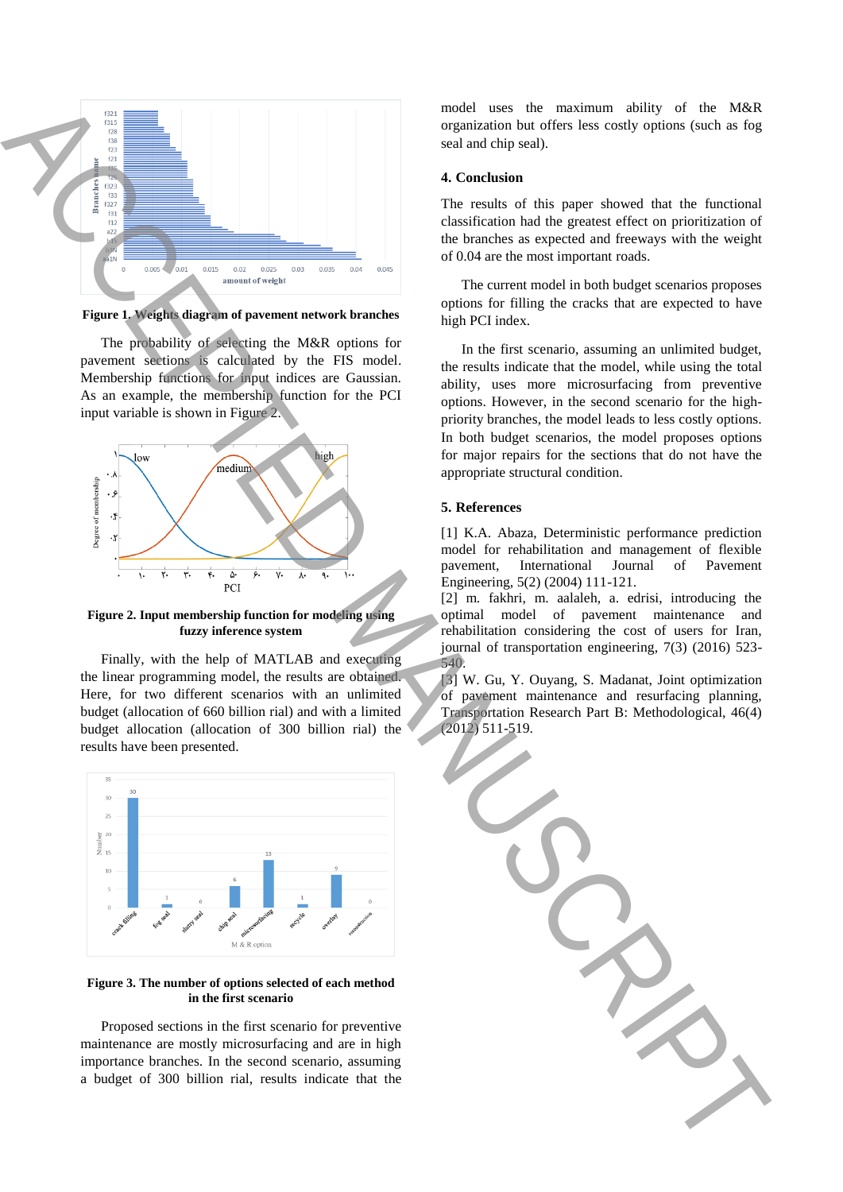f321
f315
f28
f38
f23
f21
f35
f25
f323
f33
f327
f31
f12
a22
b15
b3N
aa1N

Branches name

0 0.005 0.01 0.015 0.02 0.025 0.03 0.035 0.04 0.045

amount of weight

**Figure 1. Weights diagram of pavement network branches**

The probability of selecting the M&R options for pavement sections is calculated by the FIS model. Membership functions for input indices are Gaussian. As an example, the membership function for the PCI input variable is shown in Figure 2.

low
medium
high

Degree of membership

PCI

**Figure 2. Input membership function for modeling using fuzzy inference system**

Finally, with the help of MATLAB and executing the linear programming model, the results are obtained. Here, for two different scenarios with an unlimited budget (allocation of 660 billion rial) and with a limited budget allocation (allocation of 300 billion rial) the results have been presented.

35
30
25
20
15
10
5
0

Number

30
1
0
6
13
1
9
0

crack filling
fog seal
slurry seal
chip seal
microsurfacing
recycle
overlay
reconstruction

M & R option

**Figure 3. The number of options selected of each method in the first scenario**

Proposed sections in the first scenario for preventive maintenance are mostly microsurfacing and are in high importance branches. In the second scenario, assuming a budget of 300 billion rial, results indicate that the model uses the maximum ability of the M&R organization but offers less costly options (such as fog seal and chip seal).

## 4. Conclusion

The results of this paper showed that the functional classification had the greatest effect on prioritization of the branches as expected and freeways with the weight of 0.04 are the most important roads.

The current model in both budget scenarios proposes options for filling the cracks that are expected to have high PCI index.

In the first scenario, assuming an unlimited budget, the results indicate that the model, while using the total ability, uses more microsurfacing from preventive options. However, in the second scenario for the high-priority branches, the model leads to less costly options. In both budget scenarios, the model proposes options for major repairs for the sections that do not have the appropriate structural condition.

## 5. References

[1] K.A. Abaza, Deterministic performance prediction model for rehabilitation and management of flexible pavement, International Journal of Pavement Engineering, 5(2) (2004) 111-121.

[2] m. fakhri, m. aalaleh, a. edrisi, introducing the optimal model of pavement maintenance and rehabilitation considering the cost of users for Iran, journal of transportation engineering, 7(3) (2016) 523-540.

[3] W. Gu, Y. Ouyang, S. Madanat, Joint optimization of pavement maintenance and resurfacing planning, Transportation Research Part B: Methodological, 46(4) (2012) 511-519.